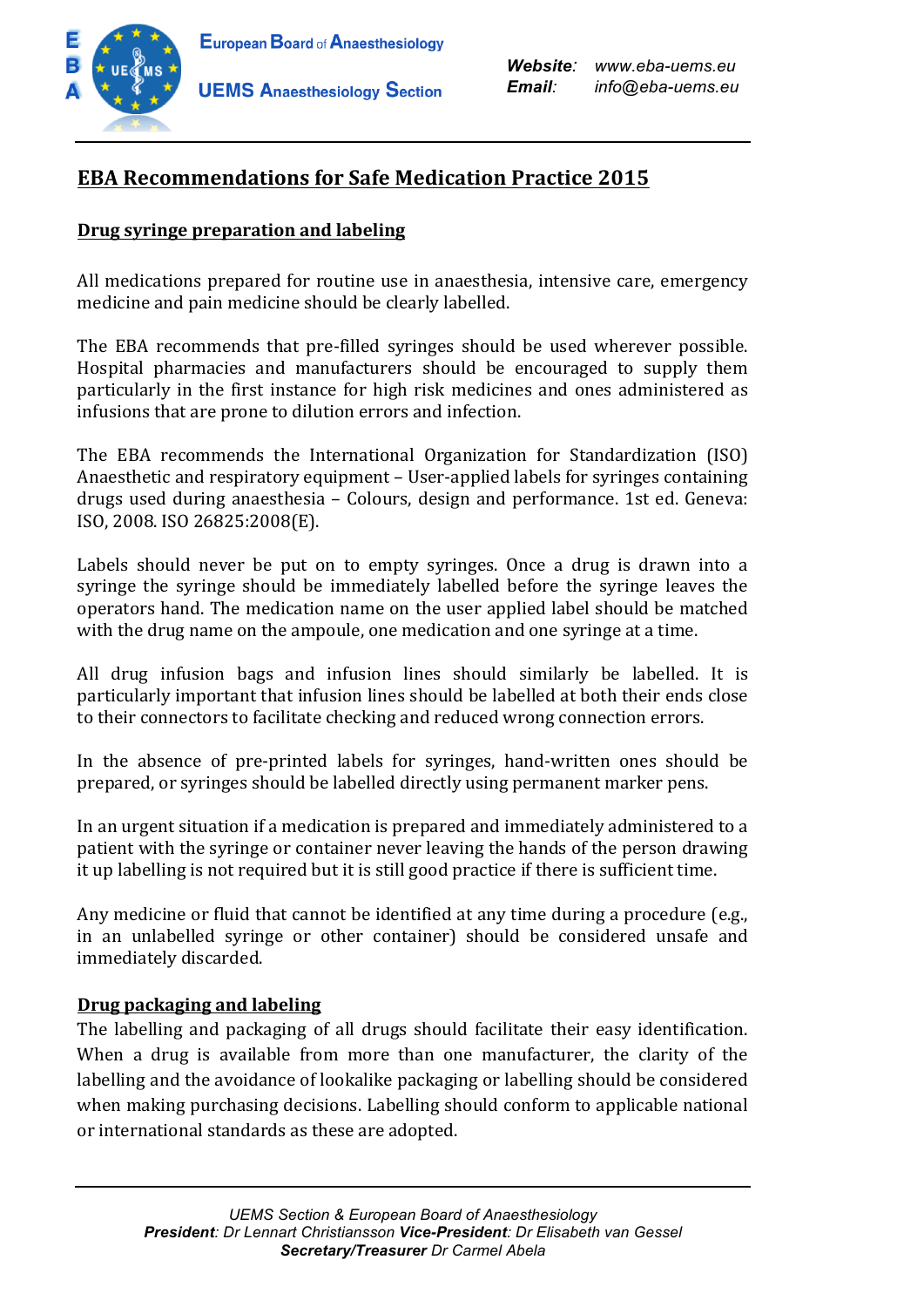# EBA Recommendations for Safe Medication Practice 2015

## Drug syringe preparation and labeling

All medications prepared for routine use in anaesthesia, intensive care, emergency medicine and pain medicine should be clearly labelled.

The EBA recommends that pre-filled syringes should be used wherever possible. Hospital pharmacies and manufacturers should be encouraged to supply them particularly in the first instance for high risk medicines and ones administered as infusions that are prone to dilution errors and infection.

The EBA recommends the International Organization for Standardization (ISO) Anaesthetic and respiratory equipment – User-applied labels for syringes containing drugs used during anaesthesia – Colours, design and performance. 1st ed. Geneva: ISO, 2008. ISO 26825:2008(E).

Labels should never be put on to empty syringes. Once a drug is drawn into a syringe the syringe should be immediately labelled before the syringe leaves the operators hand. The medication name on the user applied label should be matched with the drug name on the ampoule, one medication and one syringe at a time.

All drug infusion bags and infusion lines should similarly be labelled. It is particularly important that infusion lines should be labelled at both their ends close to their connectors to facilitate checking and reduced wrong connection errors.

In the absence of pre-printed labels for syringes, hand-written ones should be prepared, or syringes should be labelled directly using permanent marker pens.

In an urgent situation if a medication is prepared and immediately administered to a patient with the syringe or container never leaving the hands of the person drawing it up labelling is not required but it is still good practice if there is sufficient time.

Any medicine or fluid that cannot be identified at any time during a procedure (e.g., in an unlabelled syringe or other container) should be considered unsafe and immediately discarded.

## Drug packaging and labeling

The labelling and packaging of all drugs should facilitate their easy identification. When a drug is available from more than one manufacturer, the clarity of the labelling and the avoidance of lookalike packaging or labelling should be considered when making purchasing decisions. Labelling should conform to applicable national or international standards as these are adopted.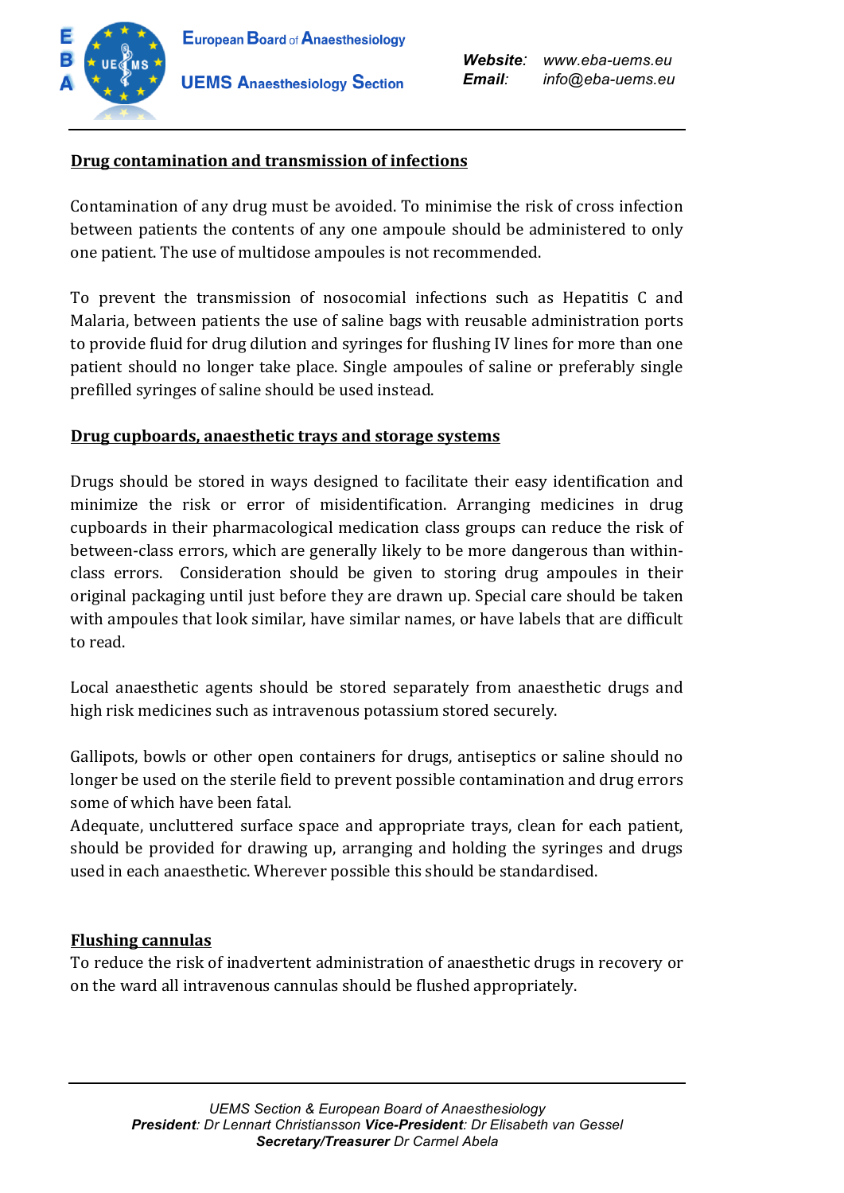## Drug contamination and transmission of infections

Contamination of any drug must be avoided. To minimise the risk of cross infection between patients the contents of any one ampoule should be administered to only one patient. The use of multidose ampoules is not recommended.

To prevent the transmission of nosocomial infections such as Hepatitis C and Malaria, between patients the use of saline bags with reusable administration ports to provide fluid for drug dilution and syringes for flushing IV lines for more than one patient should no longer take place. Single ampoules of saline or preferably single prefilled syringes of saline should be used instead.

## Drug cupboards, anaesthetic trays and storage systems

Drugs should be stored in ways designed to facilitate their easy identification and minimize the risk or error of misidentification. Arranging medicines in drug cupboards in their pharmacological medication class groups can reduce the risk of between-class errors, which are generally likely to be more dangerous than within-class errors. Consideration should be given to storing drug ampoules in their original packaging until just before they are drawn up. Special care should be taken with ampoules that look similar, have similar names, or have labels that are difficult to read.

Local anaesthetic agents should be stored separately from anaesthetic drugs and high risk medicines such as intravenous potassium stored securely.

Gallipots, bowls or other open containers for drugs, antiseptics or saline should no longer be used on the sterile field to prevent possible contamination and drug errors some of which have been fatal.

Adequate, uncluttered surface space and appropriate trays, clean for each patient, should be provided for drawing up, arranging and holding the syringes and drugs used in each anaesthetic. Wherever possible this should be standardised.

## Flushing cannulas

To reduce the risk of inadvertent administration of anaesthetic drugs in recovery or on the ward all intravenous cannulas should be flushed appropriately.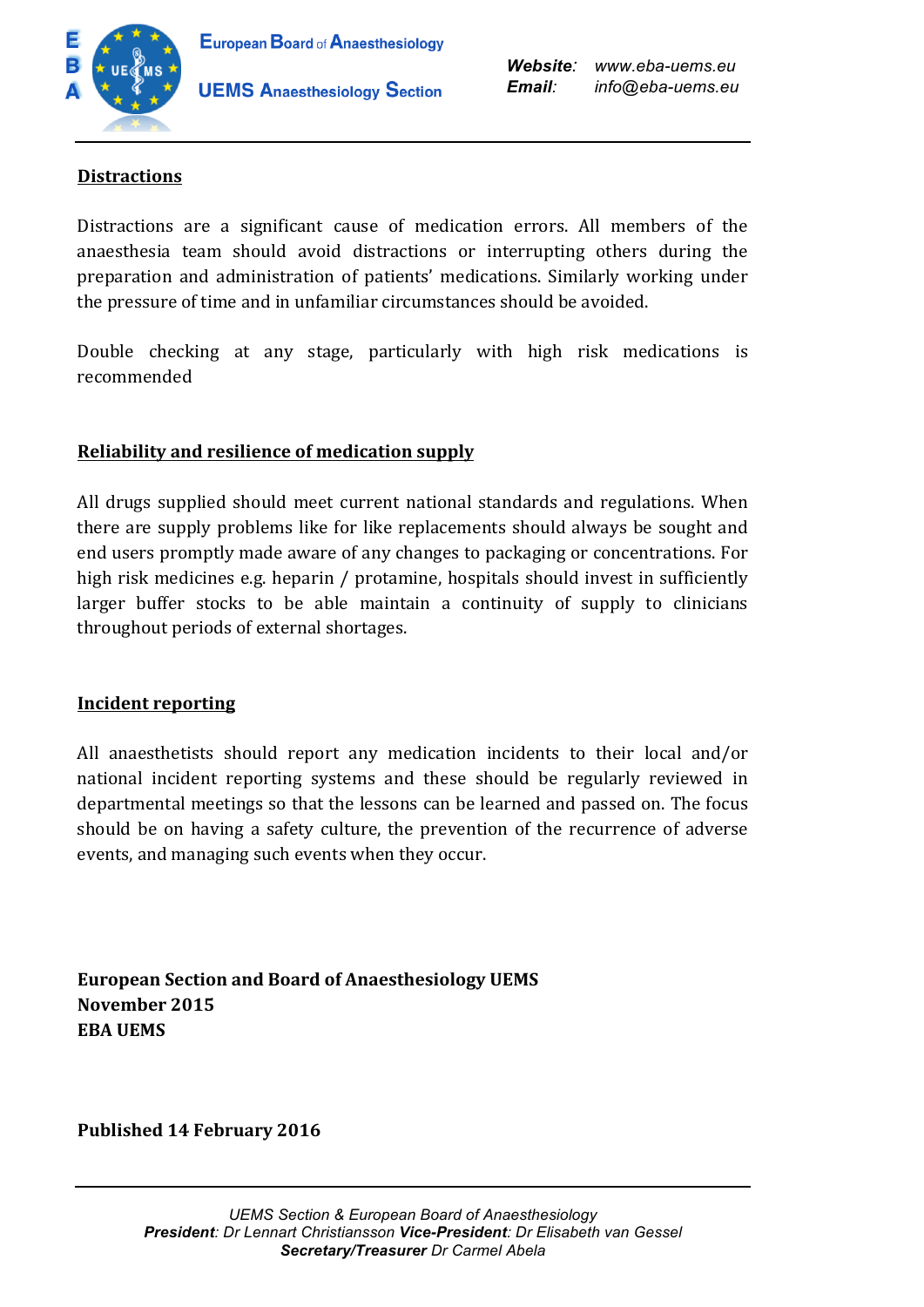## Distractions

Distractions are a significant cause of medication errors. All members of the anaesthesia team should avoid distractions or interrupting others during the preparation and administration of patients' medications. Similarly working under the pressure of time and in unfamiliar circumstances should be avoided.

Double checking at any stage, particularly with high risk medications is recommended

## Reliability and resilience of medication supply

All drugs supplied should meet current national standards and regulations. When there are supply problems like for like replacements should always be sought and end users promptly made aware of any changes to packaging or concentrations. For high risk medicines e.g. heparin / protamine, hospitals should invest in sufficiently larger buffer stocks to be able maintain a continuity of supply to clinicians throughout periods of external shortages.

## Incident reporting

All anaesthetists should report any medication incidents to their local and/or national incident reporting systems and these should be regularly reviewed in departmental meetings so that the lessons can be learned and passed on. The focus should be on having a safety culture, the prevention of the recurrence of adverse events, and managing such events when they occur.

**European Section and Board of Anaesthesiology UEMS**
**November 2015**
**EBA UEMS**

**Published 14 February 2016**